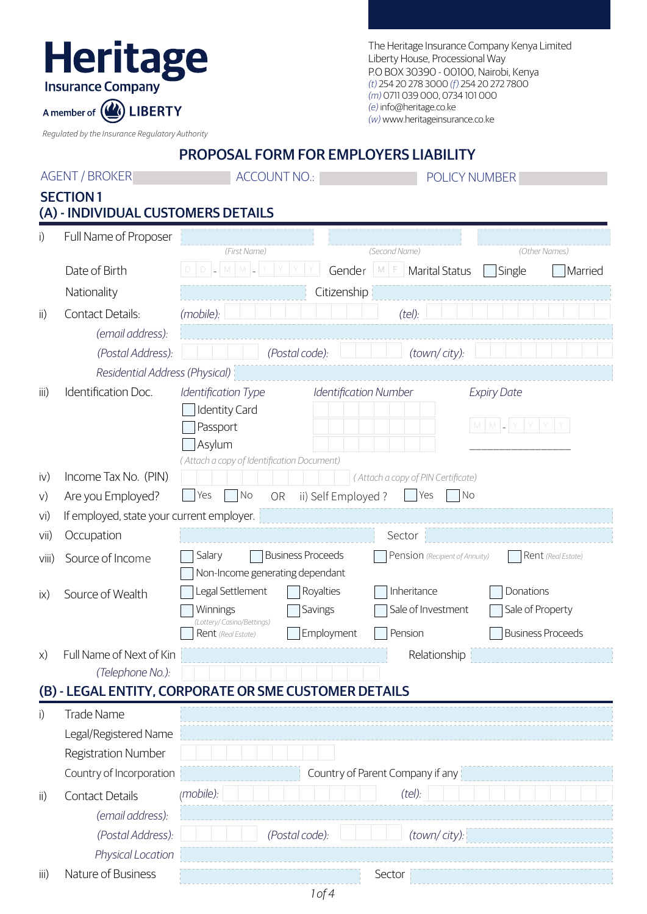**Heritage**
**Insurance Company**
A member of LIBERTY

*Regulated by the Insurance Regulatory Authority*

The Heritage Insurance Company Kenya Limited
Liberty House, Processional Way
P.O BOX 30390 - 00100, Nairobi, Kenya
*(t)* 254 20 278 3000 *(f)* 254 20 272 7800
*(m)* 0711 039 000, 0734 101 000
*(e)* info@heritage.co.ke
*(w)* www.heritageinsurance.co.ke

# PROPOSAL FORM FOR EMPLOYERS LIABILITY

AGENT / BROKER ______ ACCOUNT NO.: ______ POLICY NUMBER ______

## SECTION 1

### (A) - INDIVIDUAL CUSTOMERS DETAILS

i) Full Name of Proposer ______ *(First Name)* ______ *(Second Name)* ______ *(Other Names)*

Date of Birth D D - M M - Y Y Y Y  Gender M F  Marital Status ☐ Single ☐ Married

Nationality ______ Citizenship ______

ii) Contact Details: *(mobile):* ______ *(tel):* ______

*(email address):* ______

*(Postal Address):* ______ *(Postal code):* ______ *(town/ city):* ______

*Residential Address (Physical)* ______

iii) Identification Doc.

| *Identification Type* | *Identification Number* | *Expiry Date* |
|---|---|---|
| ☐ Identity Card | | M M - Y Y Y Y |
| ☐ Passport | | |
| ☐ Asylum | | ______________ |

*( Attach a copy of Identification Document)*

iv) Income Tax No. (PIN) ______ *( Attach a copy of PIN Certificate)*

v) Are you Employed? ☐ Yes ☐ No OR ii) Self Employed ? ☐ Yes ☐ No

vi) If employed, state your current employer. ______

vii) Occupation ______ Sector ______

viii) Source of Income ☐ Salary ☐ Business Proceeds ☐ Pension *(Recipient of Annuity)* ☐ Rent *(Real Estate)* ☐ Non-Income generating dependant

ix) Source of Wealth ☐ Legal Settlement ☐ Royalties ☐ Inheritance ☐ Donations ☐ Winnings *(Lottery/ Casino/Bettings)* ☐ Savings ☐ Sale of Investment ☐ Sale of Property ☐ Rent *(Real Estate)* ☐ Employment ☐ Pension ☐ Business Proceeds

x) Full Name of Next of Kin ______ Relationship ______

*(Telephone No.):* ______

### (B) - LEGAL ENTITY, CORPORATE OR SME CUSTOMER DETAILS

i) Trade Name ______

Legal/Registered Name ______

Registration Number ______

Country of Incorporation ______ Country of Parent Company if any ______

ii) Contact Details *(mobile):* ______ *(tel):* ______

*(email address):* ______

*(Postal Address):* ______ *(Postal code):* ______ *(town/ city):* ______

*Physical Location* ______

iii) Nature of Business ______ Sector ______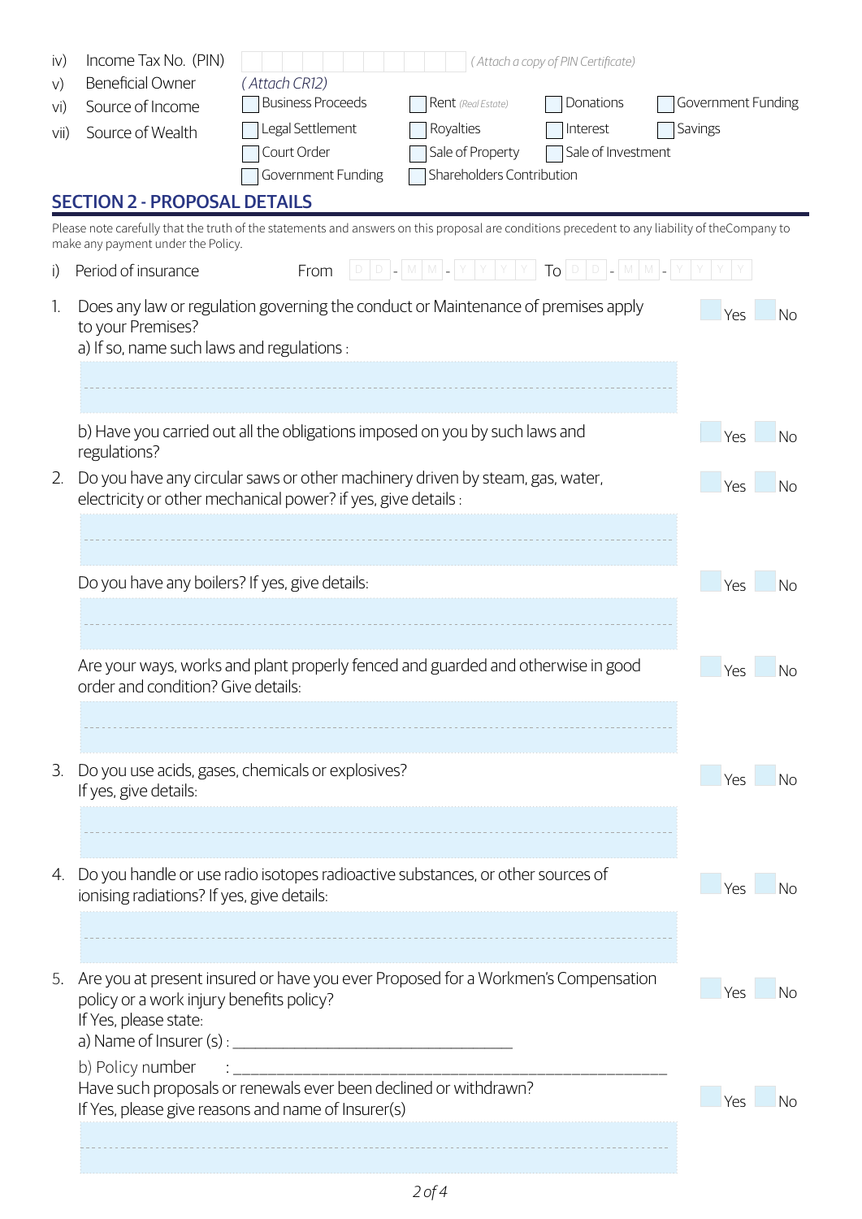iv) Income Tax No. (PIN) ☐☐☐☐☐☐☐☐☐☐☐ *( Attach a copy of PIN Certificate)*

v) Beneficial Owner *( Attach CR12)*

vi) Source of Income ☐ Business Proceeds ☐ Rent *(Real Estate)* ☐ Donations ☐ Government Funding

vii) Source of Wealth ☐ Legal Settlement ☐ Royalties ☐ Interest ☐ Savings

☐ Court Order ☐ Sale of Property ☐ Sale of Investment

☐ Government Funding ☐ Shareholders Contribution

## SECTION 2 - PROPOSAL DETAILS

Please note carefully that the truth of the statements and answers on this proposal are conditions precedent to any liability of theCompany to make any payment under the Policy.

i) Period of insurance From D D - M M - Y Y Y Y To D D - M M - Y Y Y Y

1. Does any law or regulation governing the conduct or Maintenance of premises apply to your Premises? ☐ Yes ☐ No

   a) If so, name such laws and regulations :

   b) Have you carried out all the obligations imposed on you by such laws and regulations? ☐ Yes ☐ No

2. Do you have any circular saws or other machinery driven by steam, gas, water, electricity or other mechanical power? if yes, give details : ☐ Yes ☐ No

   Do you have any boilers? If yes, give details: ☐ Yes ☐ No

   Are your ways, works and plant properly fenced and guarded and otherwise in good order and condition? Give details: ☐ Yes ☐ No

3. Do you use acids, gases, chemicals or explosives? ☐ Yes ☐ No
   If yes, give details:

4. Do you handle or use radio isotopes radioactive substances, or other sources of ionising radiations? If yes, give details: ☐ Yes ☐ No

5. Are you at present insured or have you ever Proposed for a Workmen's Compensation policy or a work injury benefits policy? ☐ Yes ☐ No
   If Yes, please state:
   a) Name of Insurer (s) : ___________________________________
   b) Policy number : ______________________________________________________
   Have such proposals or renewals ever been declined or withdrawn? ☐ Yes ☐ No
   If Yes, please give reasons and name of Insurer(s)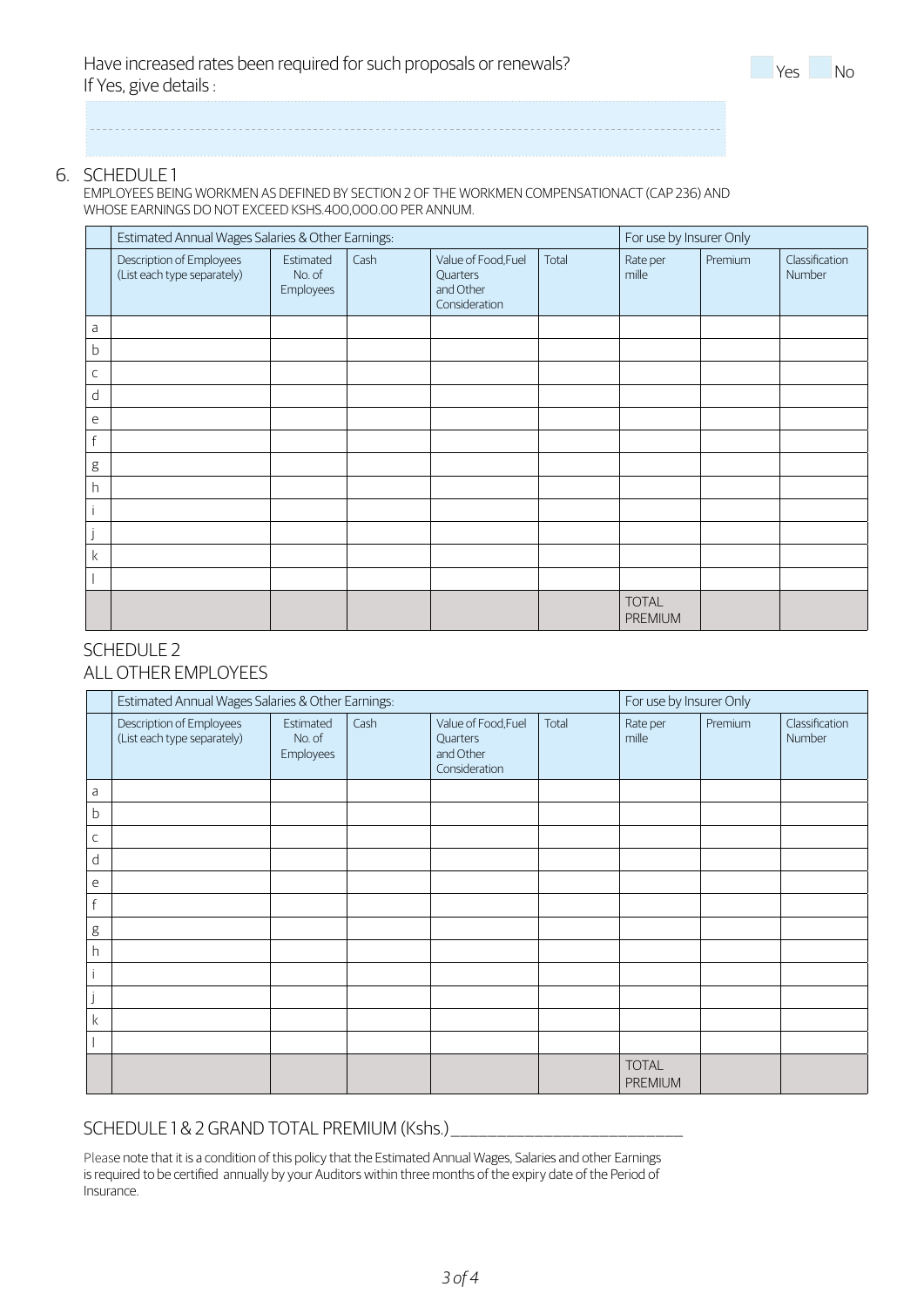Have increased rates been required for such proposals or renewals? ☐ Yes ☐ No

If Yes, give details :

______________________________________________

## 6. SCHEDULE 1

EMPLOYEES BEING WORKMEN AS DEFINED BY SECTION 2 OF THE WORKMEN COMPENSATIONACT (CAP 236) AND WHOSE EARNINGS DO NOT EXCEED KSHS.400,000.00 PER ANNUM.

| | Estimated Annual Wages Salaries & Other Earnings: | | | | | For use by Insurer Only | | |
|---|---|---|---|---|---|---|---|---|
| | Description of Employees (List each type separately) | Estimated No. of Employees | Cash | Value of Food,Fuel Quarters and Other Consideration | Total | Rate per mille | Premium | Classification Number |
| a | | | | | | | | |
| b | | | | | | | | |
| c | | | | | | | | |
| d | | | | | | | | |
| e | | | | | | | | |
| f | | | | | | | | |
| g | | | | | | | | |
| h | | | | | | | | |
| i | | | | | | | | |
| j | | | | | | | | |
| k | | | | | | | | |
| l | | | | | | | | |
| | | | | | | TOTAL PREMIUM | | |

## SCHEDULE 2

## ALL OTHER EMPLOYEES

| | Estimated Annual Wages Salaries & Other Earnings: | | | | | For use by Insurer Only | | |
|---|---|---|---|---|---|---|---|---|
| | Description of Employees (List each type separately) | Estimated No. of Employees | Cash | Value of Food,Fuel Quarters and Other Consideration | Total | Rate per mille | Premium | Classification Number |
| a | | | | | | | | |
| b | | | | | | | | |
| c | | | | | | | | |
| d | | | | | | | | |
| e | | | | | | | | |
| f | | | | | | | | |
| g | | | | | | | | |
| h | | | | | | | | |
| i | | | | | | | | |
| j | | | | | | | | |
| k | | | | | | | | |
| l | | | | | | | | |
| | | | | | | TOTAL PREMIUM | | |

SCHEDULE 1 & 2 GRAND TOTAL PREMIUM (Kshs.)___________________________

Please note that it is a condition of this policy that the Estimated Annual Wages, Salaries and other Earnings is required to be certified annually by your Auditors within three months of the expiry date of the Period of Insurance.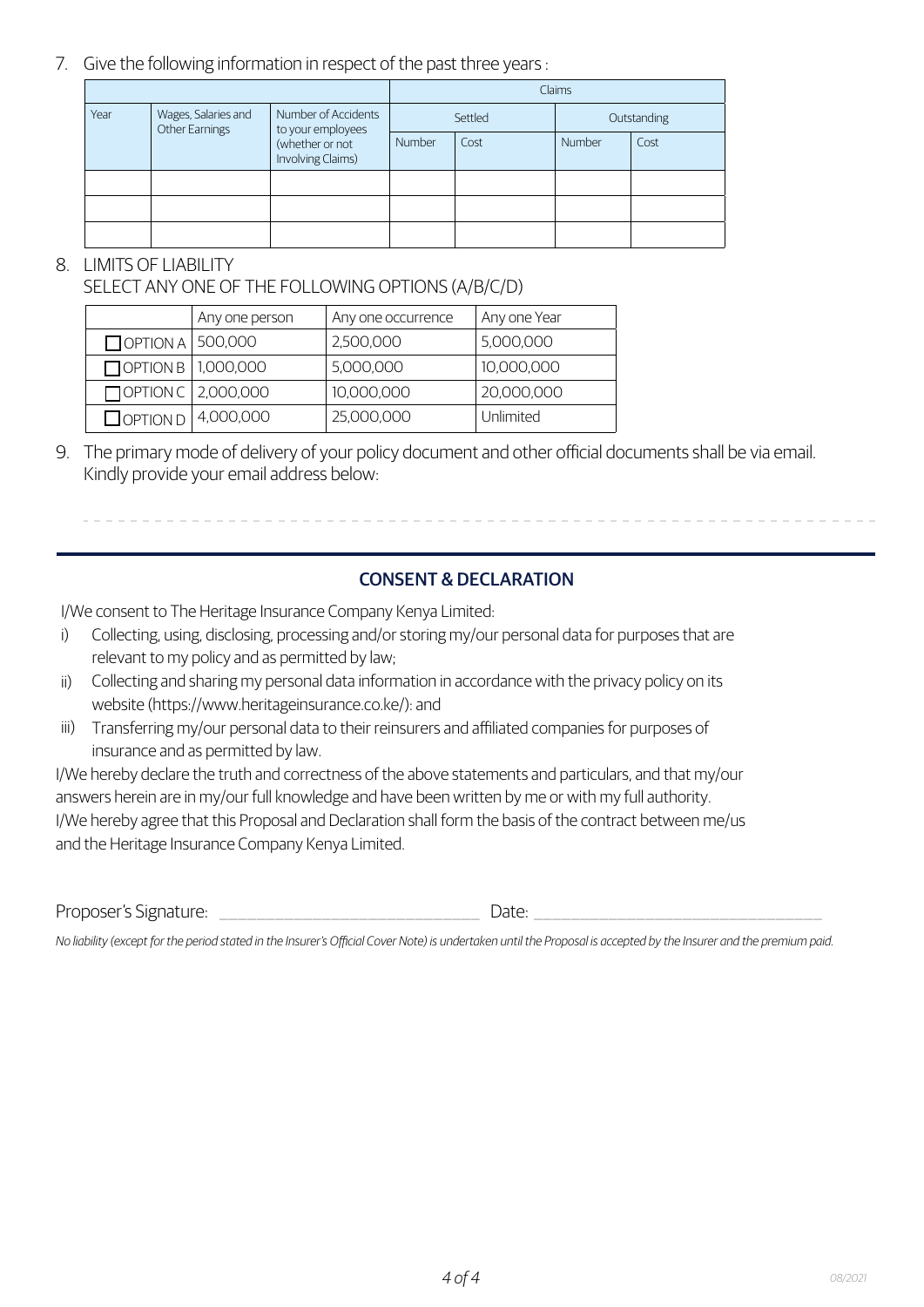7. Give the following information in respect of the past three years :

| Year | Wages, Salaries and Other Earnings | Number of Accidents to your employees (whether or not Involving Claims) | Claims | | | |
|---|---|---|---|---|---|---|
| | | | Settled | | Outstanding | |
| | | | Number | Cost | Number | Cost |
| | | | | | | |
| | | | | | | |
| | | | | | | |

8. LIMITS OF LIABILITY
   SELECT ANY ONE OF THE FOLLOWING OPTIONS (A/B/C/D)

| | Any one person | Any one occurrence | Any one Year |
|---|---|---|---|
| ☐ OPTION A | 500,000 | 2,500,000 | 5,000,000 |
| ☐ OPTION B | 1,000,000 | 5,000,000 | 10,000,000 |
| ☐ OPTION C | 2,000,000 | 10,000,000 | 20,000,000 |
| ☐ OPTION D | 4,000,000 | 25,000,000 | Unlimited |

9. The primary mode of delivery of your policy document and other official documents shall be via email. Kindly provide your email address below:

- - - - - - - - - - - - - - - - - - - - - - - - - - - - - - - - - - - - - - - -

## CONSENT & DECLARATION

I/We consent to The Heritage Insurance Company Kenya Limited:

i) Collecting, using, disclosing, processing and/or storing my/our personal data for purposes that are relevant to my policy and as permitted by law;

ii) Collecting and sharing my personal data information in accordance with the privacy policy on its website (https://www.heritageinsurance.co.ke/): and

iii) Transferring my/our personal data to their reinsurers and affiliated companies for purposes of insurance and as permitted by law.

I/We hereby declare the truth and correctness of the above statements and particulars, and that my/our answers herein are in my/our full knowledge and have been written by me or with my full authority.
I/We hereby agree that this Proposal and Declaration shall form the basis of the contract between me/us and the Heritage Insurance Company Kenya Limited.

Proposer's Signature: ______________________________ Date: ______________________________

*No liability (except for the period stated in the Insurer's Official Cover Note) is undertaken until the Proposal is accepted by the Insurer and the premium paid.*